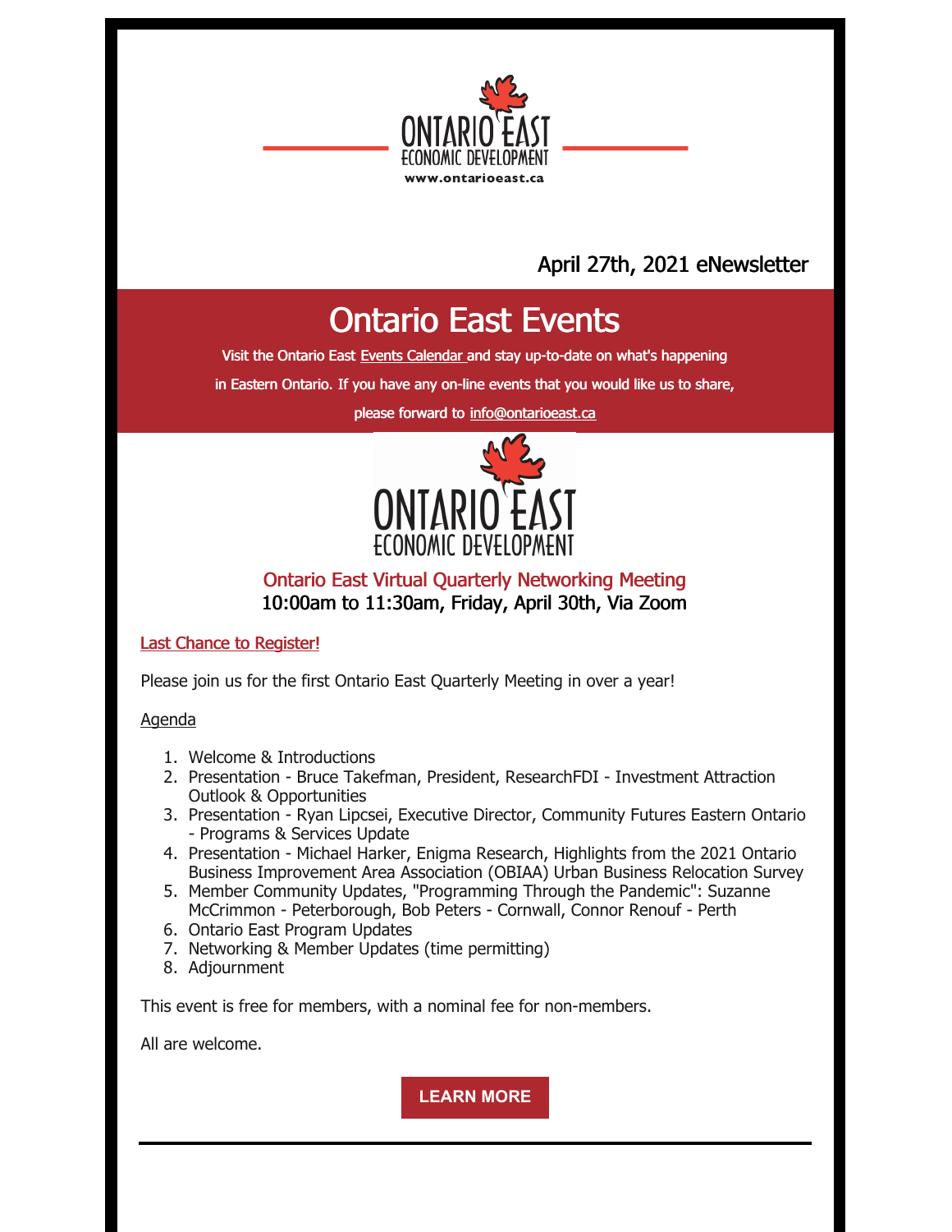ONTARIO EAST
ECONOMIC DEVELOPMENT
www.ontarioeast.ca

April 27th, 2021 eNewsletter

# Ontario East Events

Visit the Ontario East Events Calendar and stay up-to-date on what's happening in Eastern Ontario. If you have any on-line events that you would like us to share, please forward to info@ontarioeast.ca

ONTARIO EAST
ECONOMIC DEVELOPMENT

## Ontario East Virtual Quarterly Networking Meeting
10:00am to 11:30am, Friday, April 30th, Via Zoom

Last Chance to Register!

Please join us for the first Ontario East Quarterly Meeting in over a year!

Agenda

1. Welcome & Introductions
2. Presentation - Bruce Takefman, President, ResearchFDI - Investment Attraction Outlook & Opportunities
3. Presentation - Ryan Lipcsei, Executive Director, Community Futures Eastern Ontario - Programs & Services Update
4. Presentation - Michael Harker, Enigma Research, Highlights from the 2021 Ontario Business Improvement Area Association (OBIAA) Urban Business Relocation Survey
5. Member Community Updates, "Programming Through the Pandemic": Suzanne McCrimmon - Peterborough, Bob Peters - Cornwall, Connor Renouf - Perth
6. Ontario East Program Updates
7. Networking & Member Updates (time permitting)
8. Adjournment

This event is free for members, with a nominal fee for non-members.

All are welcome.

LEARN MORE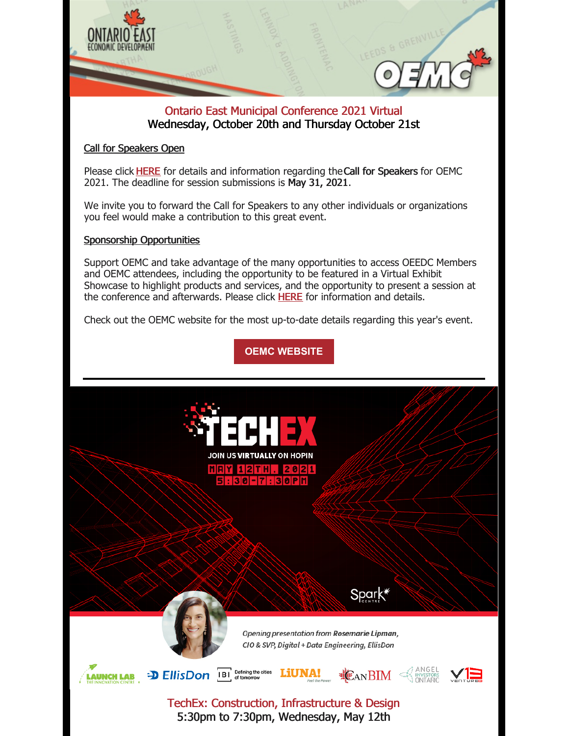Ontario East Municipal Conference 2021 Virtual
Wednesday, October 20th and Thursday October 21st

Call for Speakers Open

Please click HERE for details and information regarding the **Call for Speakers** for OEMC 2021. The deadline for session submissions is **May 31, 2021**.

We invite you to forward the Call for Speakers to any other individuals or organizations you feel would make a contribution to this great event.

Sponsorship Opportunities

Support OEMC and take advantage of the many opportunities to access OEEDC Members and OEMC attendees, including the opportunity to be featured in a Virtual Exhibit Showcase to highlight products and services, and the opportunity to present a session at the conference and afterwards. Please click HERE for information and details.

Check out the OEMC website for the most up-to-date details regarding this year's event.

OEMC WEBSITE

---

TechEx: Construction, Infrastructure & Design
5:30pm to 7:30pm, Wednesday, May 12th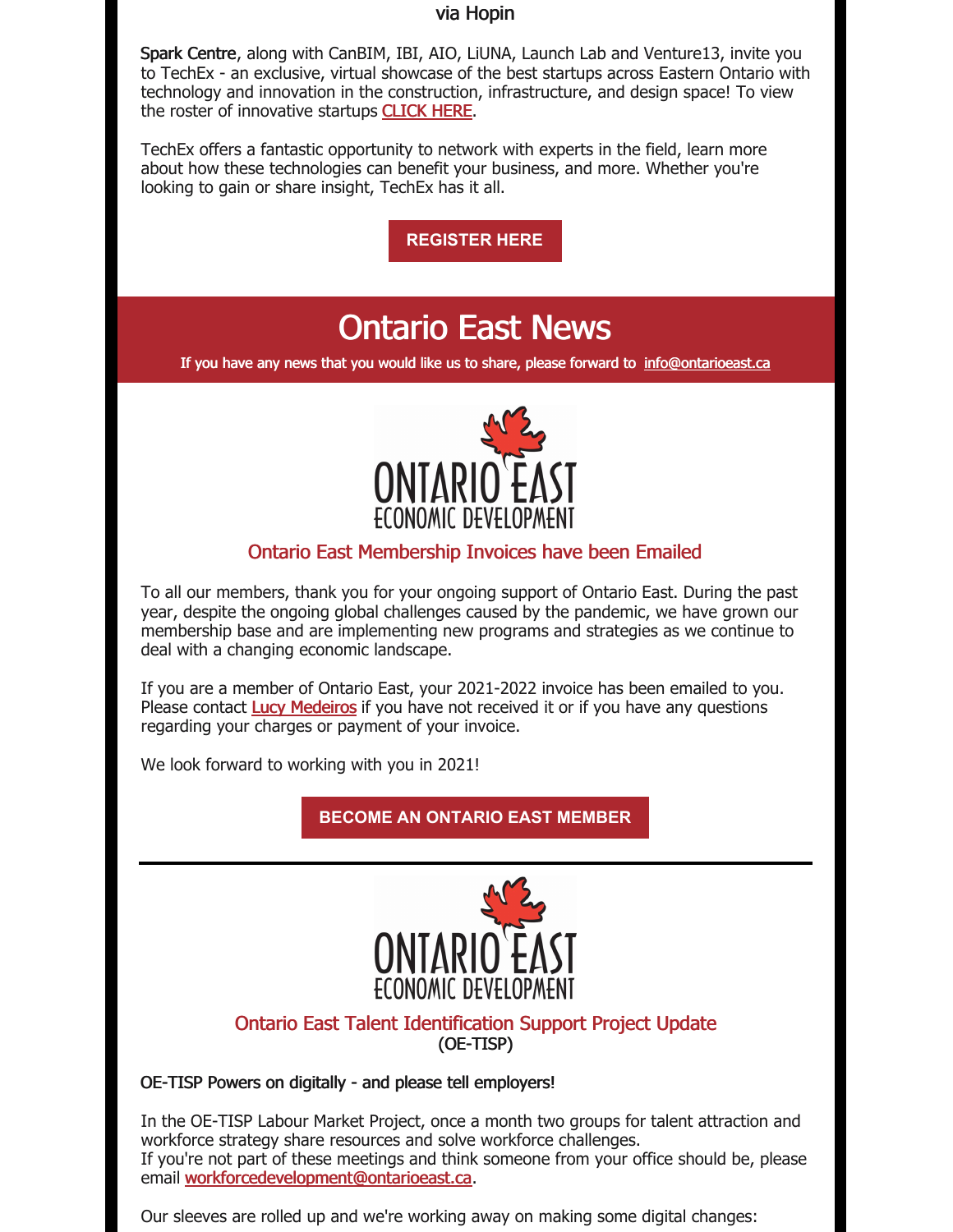via Hopin

Spark Centre, along with CanBIM, IBI, AIO, LiUNA, Launch Lab and Venture13, invite you to TechEx - an exclusive, virtual showcase of the best startups across Eastern Ontario with technology and innovation in the construction, infrastructure, and design space! To view the roster of innovative startups CLICK HERE.

TechEx offers a fantastic opportunity to network with experts in the field, learn more about how these technologies can benefit your business, and more. Whether you're looking to gain or share insight, TechEx has it all.

**REGISTER HERE**

# Ontario East News

If you have any news that you would like us to share, please forward to info@ontarioeast.ca

ONTARIO EAST ECONOMIC DEVELOPMENT

## Ontario East Membership Invoices have been Emailed

To all our members, thank you for your ongoing support of Ontario East. During the past year, despite the ongoing global challenges caused by the pandemic, we have grown our membership base and are implementing new programs and strategies as we continue to deal with a changing economic landscape.

If you are a member of Ontario East, your 2021-2022 invoice has been emailed to you. Please contact Lucy Medeiros if you have not received it or if you have any questions regarding your charges or payment of your invoice.

We look forward to working with you in 2021!

**BECOME AN ONTARIO EAST MEMBER**

---

ONTARIO EAST ECONOMIC DEVELOPMENT

## Ontario East Talent Identification Support Project Update
(OE-TISP)

OE-TISP Powers on digitally - and please tell employers!

In the OE-TISP Labour Market Project, once a month two groups for talent attraction and workforce strategy share resources and solve workforce challenges.
If you're not part of these meetings and think someone from your office should be, please email workforcedevelopment@ontarioeast.ca.

Our sleeves are rolled up and we're working away on making some digital changes: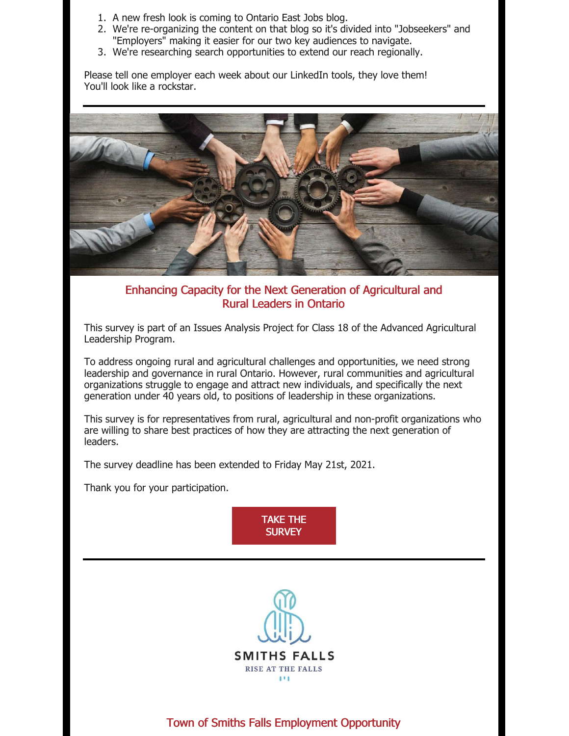1. A new fresh look is coming to Ontario East Jobs blog.
2. We're re-organizing the content on that blog so it's divided into "Jobseekers" and "Employers" making it easier for our two key audiences to navigate.
3. We're researching search opportunities to extend our reach regionally.

Please tell one employer each week about our LinkedIn tools, they love them!
You'll look like a rockstar.

## Enhancing Capacity for the Next Generation of Agricultural and Rural Leaders in Ontario

This survey is part of an Issues Analysis Project for Class 18 of the Advanced Agricultural Leadership Program.

To address ongoing rural and agricultural challenges and opportunities, we need strong leadership and governance in rural Ontario. However, rural communities and agricultural organizations struggle to engage and attract new individuals, and specifically the next generation under 40 years old, to positions of leadership in these organizations.

This survey is for representatives from rural, agricultural and non-profit organizations who are willing to share best practices of how they are attracting the next generation of leaders.

The survey deadline has been extended to Friday May 21st, 2021.

Thank you for your participation.

TAKE THE SURVEY

SMITHS FALLS
RISE AT THE FALLS

## Town of Smiths Falls Employment Opportunity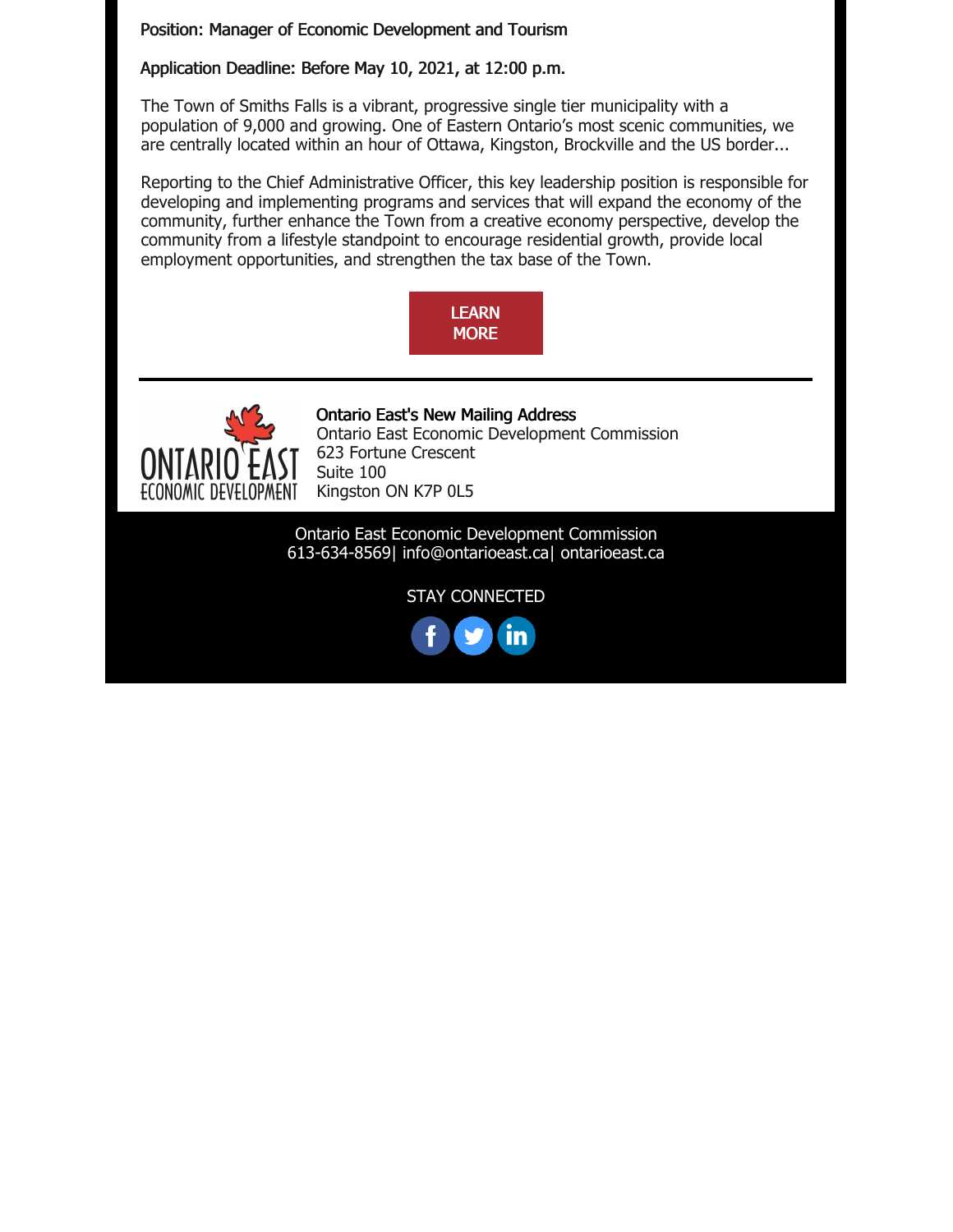**Position: Manager of Economic Development and Tourism**

**Application Deadline: Before May 10, 2021, at 12:00 p.m.**

The Town of Smiths Falls is a vibrant, progressive single tier municipality with a population of 9,000 and growing. One of Eastern Ontario's most scenic communities, we are centrally located within an hour of Ottawa, Kingston, Brockville and the US border...

Reporting to the Chief Administrative Officer, this key leadership position is responsible for developing and implementing programs and services that will expand the economy of the community, further enhance the Town from a creative economy perspective, develop the community from a lifestyle standpoint to encourage residential growth, provide local employment opportunities, and strengthen the tax base of the Town.

LEARN MORE

---

**Ontario East's New Mailing Address**
Ontario East Economic Development Commission
623 Fortune Crescent
Suite 100
Kingston ON K7P 0L5

Ontario East Economic Development Commission
613-634-8569| info@ontarioeast.ca| ontarioeast.ca

STAY CONNECTED